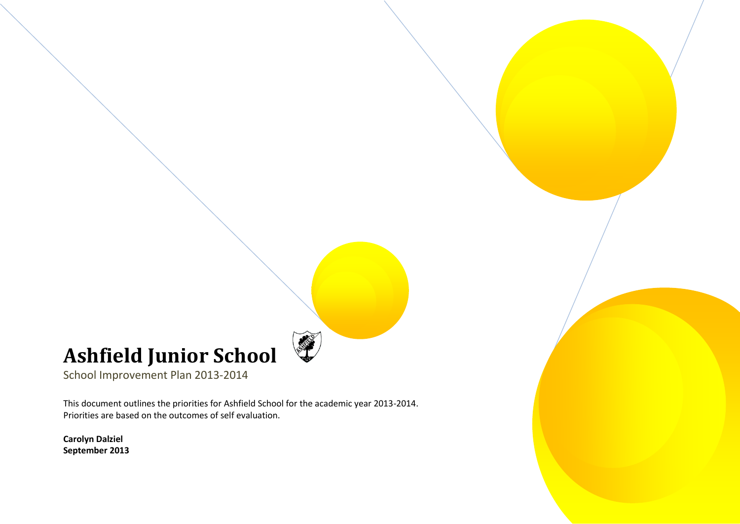# Ashfield Junior School

School Improvement Plan 2013-2014

This document outlines the priorities for Ashfield School for the academic year 2013-2014. Priorities are based on the outcomes of self evaluation.

**Carolyn Dalziel**
**September 2013**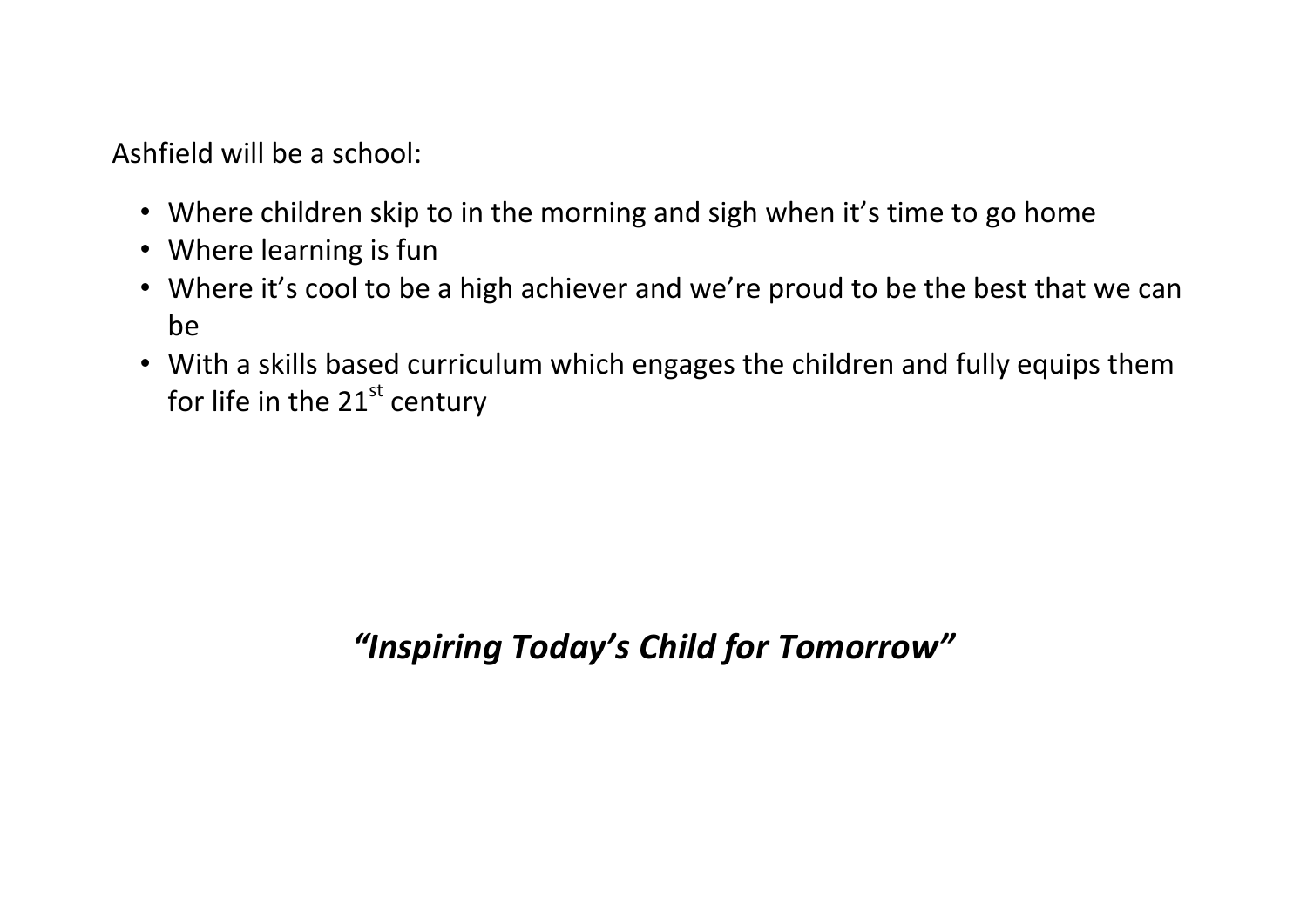Ashfield will be a school:

- Where children skip to in the morning and sigh when it’s time to go home
- Where learning is fun
- Where it’s cool to be a high achiever and we’re proud to be the best that we can be
- With a skills based curriculum which engages the children and fully equips them for life in the 21st century

***“Inspiring Today’s Child for Tomorrow”***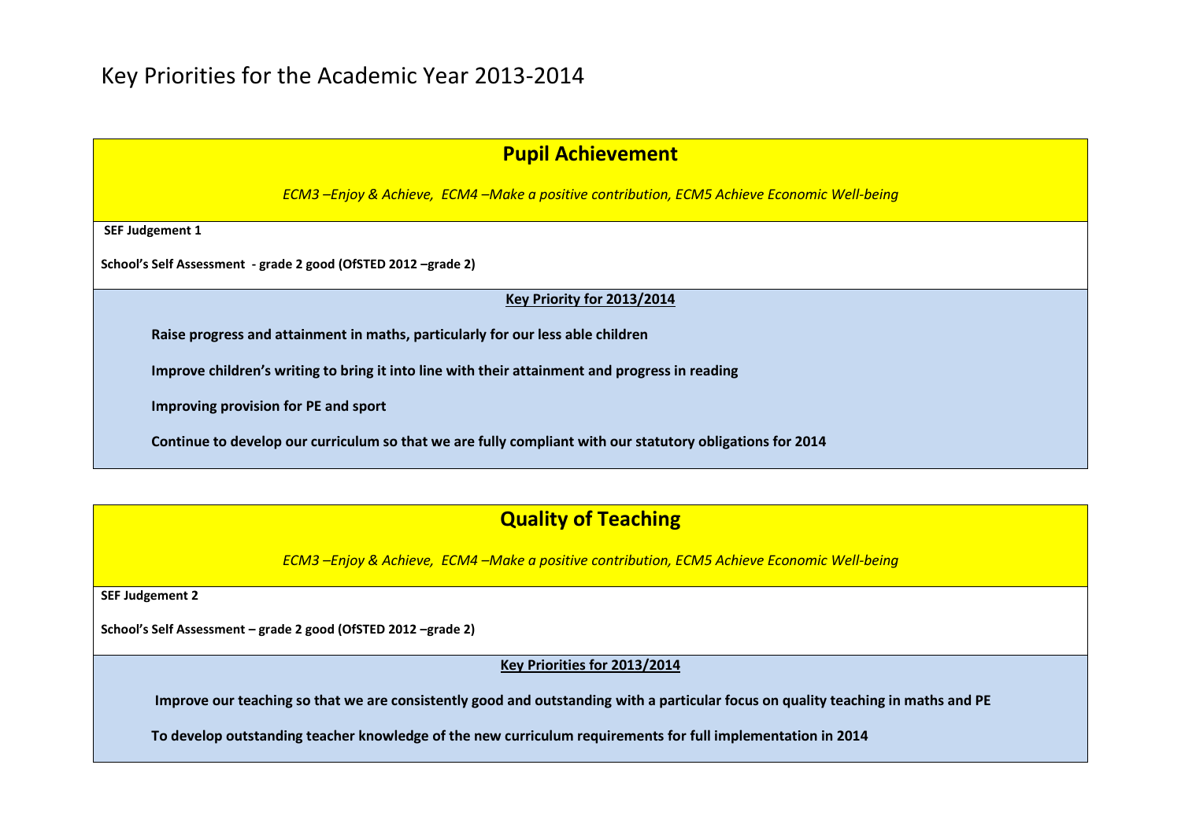# Key Priorities for the Academic Year 2013-2014

## Pupil Achievement

*ECM3 –Enjoy & Achieve, ECM4 –Make a positive contribution, ECM5 Achieve Economic Well-being*

**SEF Judgement 1**

**School's Self Assessment - grade 2 good (OfSTED 2012 –grade 2)**

**Key Priority for 2013/2014**

**Raise progress and attainment in maths, particularly for our less able children**

**Improve children's writing to bring it into line with their attainment and progress in reading**

**Improving provision for PE and sport**

**Continue to develop our curriculum so that we are fully compliant with our statutory obligations for 2014**

## Quality of Teaching

*ECM3 –Enjoy & Achieve, ECM4 –Make a positive contribution, ECM5 Achieve Economic Well-being*

**SEF Judgement 2**

**School's Self Assessment – grade 2 good (OfSTED 2012 –grade 2)**

**Key Priorities for 2013/2014**

**Improve our teaching so that we are consistently good and outstanding with a particular focus on quality teaching in maths and PE**

**To develop outstanding teacher knowledge of the new curriculum requirements for full implementation in 2014**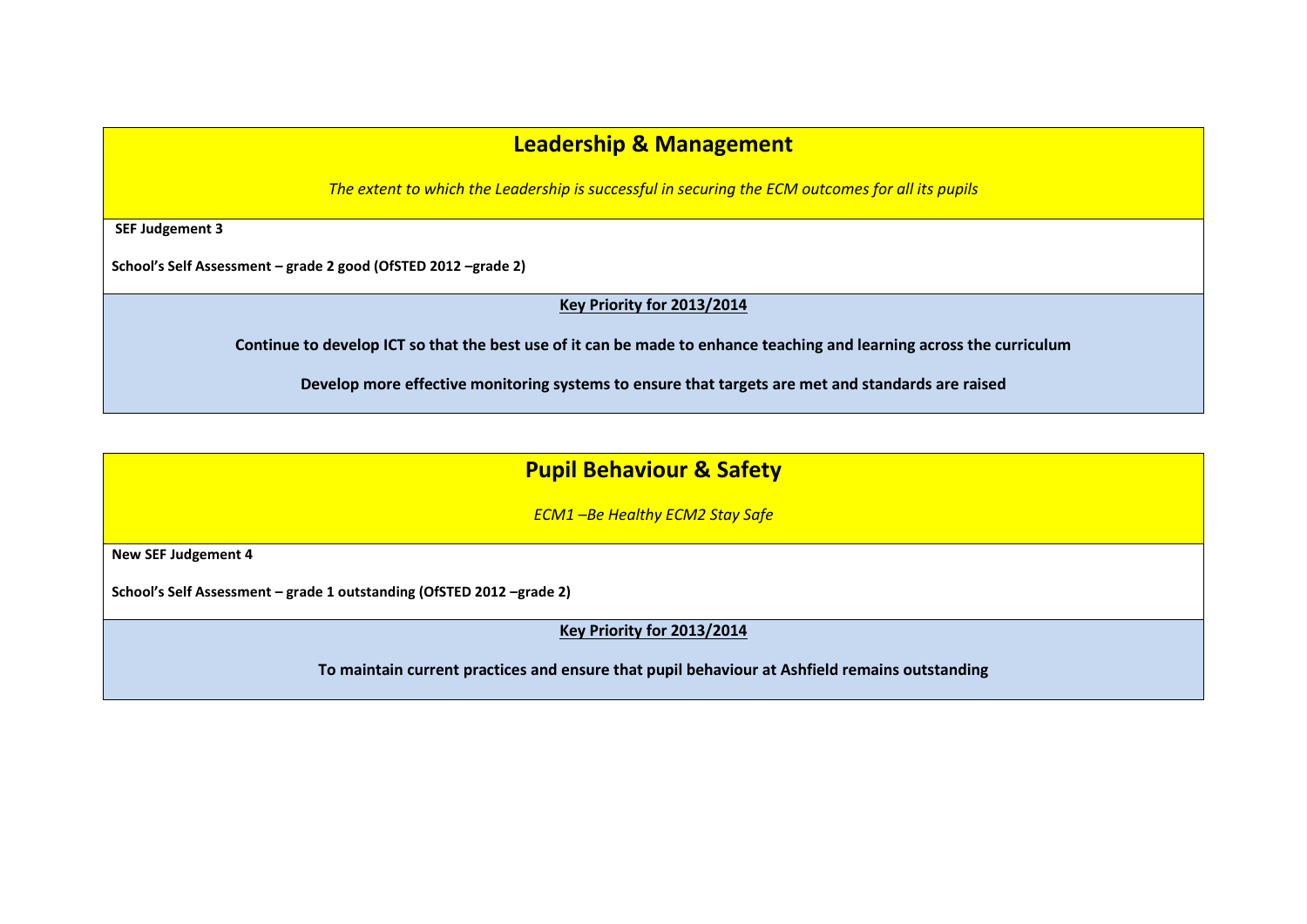## Leadership & Management

*The extent to which the Leadership is successful in securing the ECM outcomes for all its pupils*

**SEF Judgement 3**

**School's Self Assessment – grade 2 good (OfSTED 2012 –grade 2)**

**Key Priority for 2013/2014**

**Continue to develop ICT so that the best use of it can be made to enhance teaching and learning across the curriculum**

**Develop more effective monitoring systems to ensure that targets are met and standards are raised**

## Pupil Behaviour & Safety

*ECM1 –Be Healthy ECM2 Stay Safe*

**New SEF Judgement 4**

**School's Self Assessment – grade 1 outstanding (OfSTED 2012 –grade 2)**

**Key Priority for 2013/2014**

**To maintain current practices and ensure that pupil behaviour at Ashfield remains outstanding**